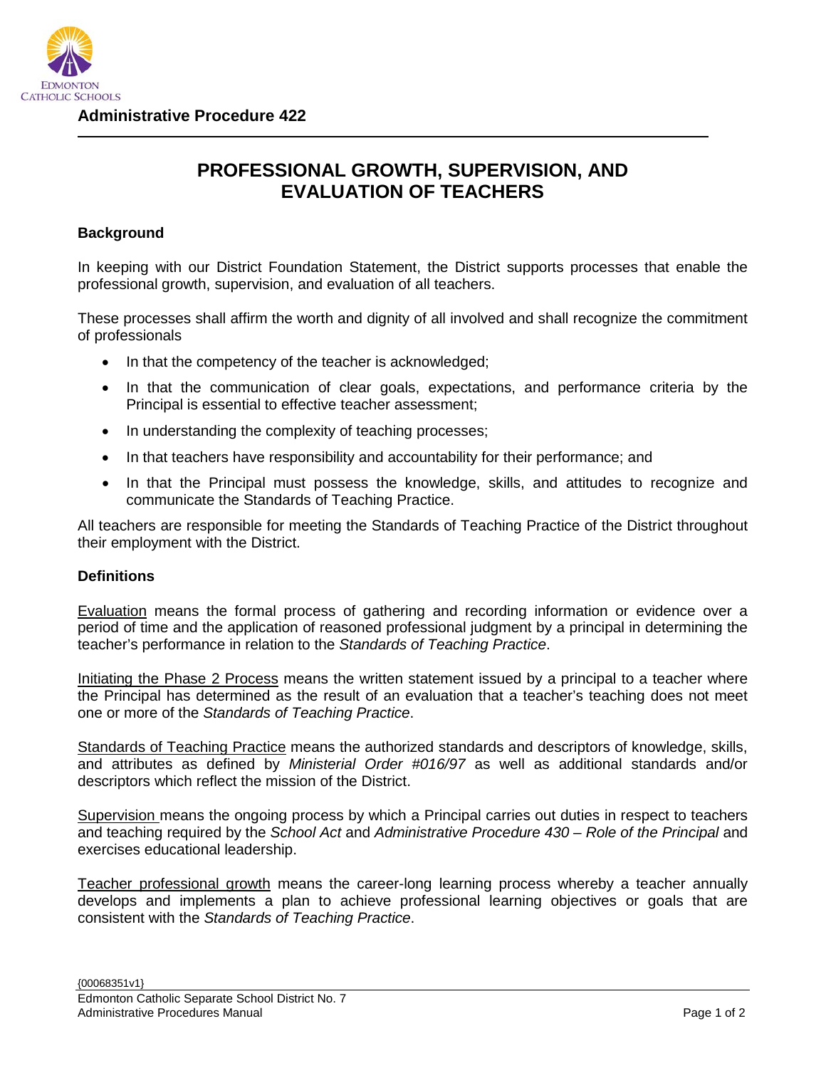Administrative Procedure 422

# PROFESSIONAL GROWTH, SUPERVISION, AND EVALUATION OF TEACHERS

## Background

In keeping with our District Foundation Statement, the District supports processes that enable the professional growth, supervision, and evaluation of all teachers.

These processes shall affirm the worth and dignity of all involved and shall recognize the commitment of professionals

- In that the competency of the teacher is acknowledged;
- In that the communication of clear goals, expectations, and performance criteria by the Principal is essential to effective teacher assessment;
- In understanding the complexity of teaching processes;
- In that teachers have responsibility and accountability for their performance; and
- In that the Principal must possess the knowledge, skills, and attitudes to recognize and communicate the Standards of Teaching Practice.

All teachers are responsible for meeting the Standards of Teaching Practice of the District throughout their employment with the District.

## Definitions

Evaluation means the formal process of gathering and recording information or evidence over a period of time and the application of reasoned professional judgment by a principal in determining the teacher's performance in relation to the *Standards of Teaching Practice*.

Initiating the Phase 2 Process means the written statement issued by a principal to a teacher where the Principal has determined as the result of an evaluation that a teacher's teaching does not meet one or more of the *Standards of Teaching Practice*.

Standards of Teaching Practice means the authorized standards and descriptors of knowledge, skills, and attributes as defined by *Ministerial Order #016/97* as well as additional standards and/or descriptors which reflect the mission of the District.

Supervision means the ongoing process by which a Principal carries out duties in respect to teachers and teaching required by the *School Act* and *Administrative Procedure 430 – Role of the Principal* and exercises educational leadership.

Teacher professional growth means the career-long learning process whereby a teacher annually develops and implements a plan to achieve professional learning objectives or goals that are consistent with the *Standards of Teaching Practice*.

{00068351v1}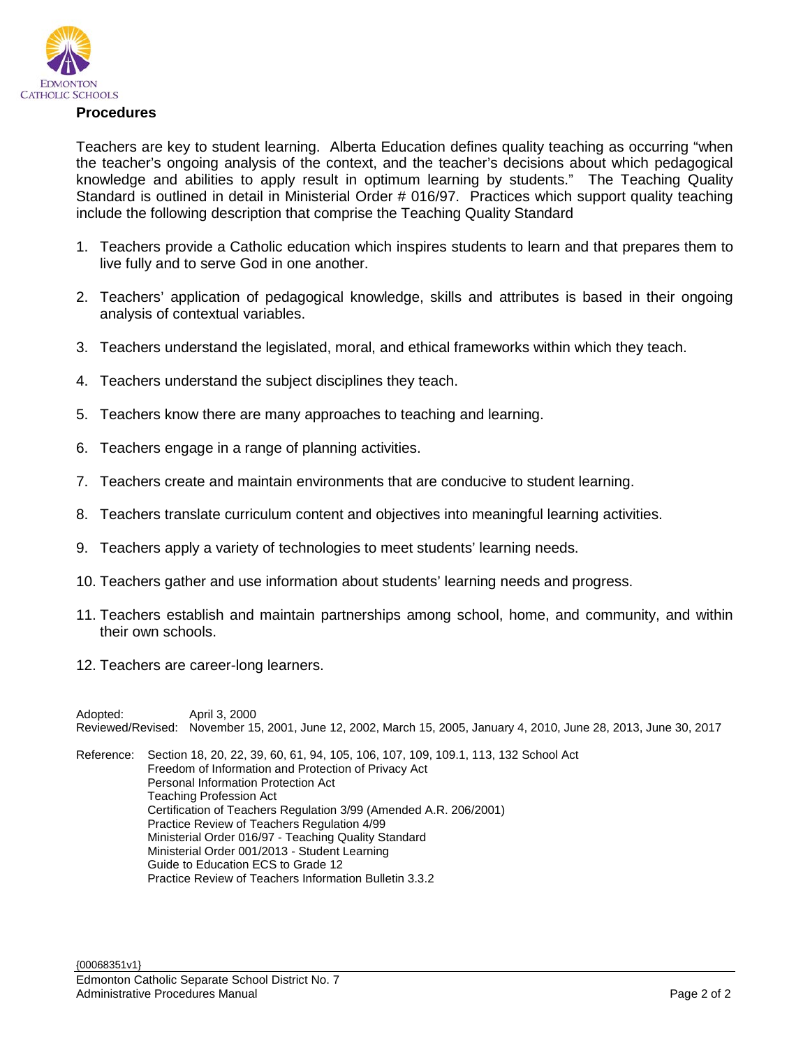## Procedures

Teachers are key to student learning. Alberta Education defines quality teaching as occurring "when the teacher's ongoing analysis of the context, and the teacher's decisions about which pedagogical knowledge and abilities to apply result in optimum learning by students." The Teaching Quality Standard is outlined in detail in Ministerial Order # 016/97. Practices which support quality teaching include the following description that comprise the Teaching Quality Standard

1. Teachers provide a Catholic education which inspires students to learn and that prepares them to live fully and to serve God in one another.
2. Teachers' application of pedagogical knowledge, skills and attributes is based in their ongoing analysis of contextual variables.
3. Teachers understand the legislated, moral, and ethical frameworks within which they teach.
4. Teachers understand the subject disciplines they teach.
5. Teachers know there are many approaches to teaching and learning.
6. Teachers engage in a range of planning activities.
7. Teachers create and maintain environments that are conducive to student learning.
8. Teachers translate curriculum content and objectives into meaningful learning activities.
9. Teachers apply a variety of technologies to meet students' learning needs.
10. Teachers gather and use information about students' learning needs and progress.
11. Teachers establish and maintain partnerships among school, home, and community, and within their own schools.
12. Teachers are career-long learners.

Adopted: April 3, 2000
Reviewed/Revised: November 15, 2001, June 12, 2002, March 15, 2005, January 4, 2010, June 28, 2013, June 30, 2017

Reference: Section 18, 20, 22, 39, 60, 61, 94, 105, 106, 107, 109, 109.1, 113, 132 School Act
Freedom of Information and Protection of Privacy Act
Personal Information Protection Act
Teaching Profession Act
Certification of Teachers Regulation 3/99 (Amended A.R. 206/2001)
Practice Review of Teachers Regulation 4/99
Ministerial Order 016/97 - Teaching Quality Standard
Ministerial Order 001/2013 - Student Learning
Guide to Education ECS to Grade 12
Practice Review of Teachers Information Bulletin 3.3.2